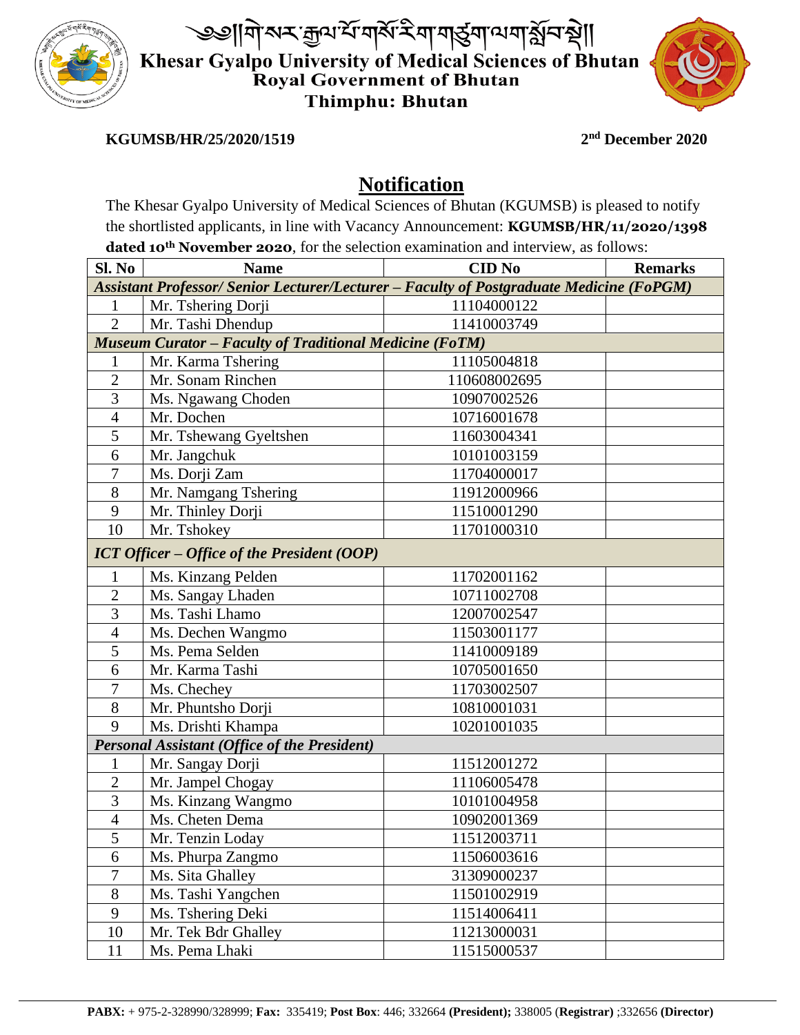ཀྱིས་གསོ་བ་རིག་པ་གཙུག་ལག་སློབ་སྡེ།

**Khesar Gyalpo University of Medical Sciences of Bhutan**
**Royal Government of Bhutan**
**Thimphu: Bhutan**

**KGUMSB/HR/25/2020/1519** **2nd December 2020**

# Notification

The Khesar Gyalpo University of Medical Sciences of Bhutan (KGUMSB) is pleased to notify the shortlisted applicants, in line with Vacancy Announcement: **KGUMSB/HR/11/2020/1398 dated 10th November 2020**, for the selection examination and interview, as follows:

| Sl. No | Name | CID No | Remarks |
|---|---|---|---|
| ***Assistant Professor/ Senior Lecturer/Lecturer – Faculty of Postgraduate Medicine (FoPGM)*** | | | |
| 1 | Mr. Tshering Dorji | 11104000122 | |
| 2 | Mr. Tashi Dhendup | 11410003749 | |
| ***Museum Curator – Faculty of Traditional Medicine (FoTM)*** | | | |
| 1 | Mr. Karma Tshering | 11105004818 | |
| 2 | Mr. Sonam Rinchen | 110608002695 | |
| 3 | Ms. Ngawang Choden | 10907002526 | |
| 4 | Mr. Dochen | 10716001678 | |
| 5 | Mr. Tshewang Gyeltshen | 11603004341 | |
| 6 | Mr. Jangchuk | 10101003159 | |
| 7 | Ms. Dorji Zam | 11704000017 | |
| 8 | Mr. Namgang Tshering | 11912000966 | |
| 9 | Mr. Thinley Dorji | 11510001290 | |
| 10 | Mr. Tshokey | 11701000310 | |
| ***ICT Officer – Office of the President (OOP)*** | | | |
| 1 | Ms. Kinzang Pelden | 11702001162 | |
| 2 | Ms. Sangay Lhaden | 10711002708 | |
| 3 | Ms. Tashi Lhamo | 12007002547 | |
| 4 | Ms. Dechen Wangmo | 11503001177 | |
| 5 | Ms. Pema Selden | 11410009189 | |
| 6 | Mr. Karma Tashi | 10705001650 | |
| 7 | Ms. Chechey | 11703002507 | |
| 8 | Mr. Phuntsho Dorji | 10810001031 | |
| 9 | Ms. Drishti Khampa | 10201001035 | |
| ***Personal Assistant (Office of the President)*** | | | |
| 1 | Mr. Sangay Dorji | 11512001272 | |
| 2 | Mr. Jampel Chogay | 11106005478 | |
| 3 | Ms. Kinzang Wangmo | 10101004958 | |
| 4 | Ms. Cheten Dema | 10902001369 | |
| 5 | Mr. Tenzin Loday | 11512003711 | |
| 6 | Ms. Phurpa Zangmo | 11506003616 | |
| 7 | Ms. Sita Ghalley | 31309000237 | |
| 8 | Ms. Tashi Yangchen | 11501002919 | |
| 9 | Ms. Tshering Deki | 11514006411 | |
| 10 | Mr. Tek Bdr Ghalley | 11213000031 | |
| 11 | Ms. Pema Lhaki | 11515000537 | |

**PABX:** + 975-2-328990/328999; **Fax:** 335419; **Post Box**: 446; 332664 **(President);** 338005 (**Registrar)** ;332656 **(Director)**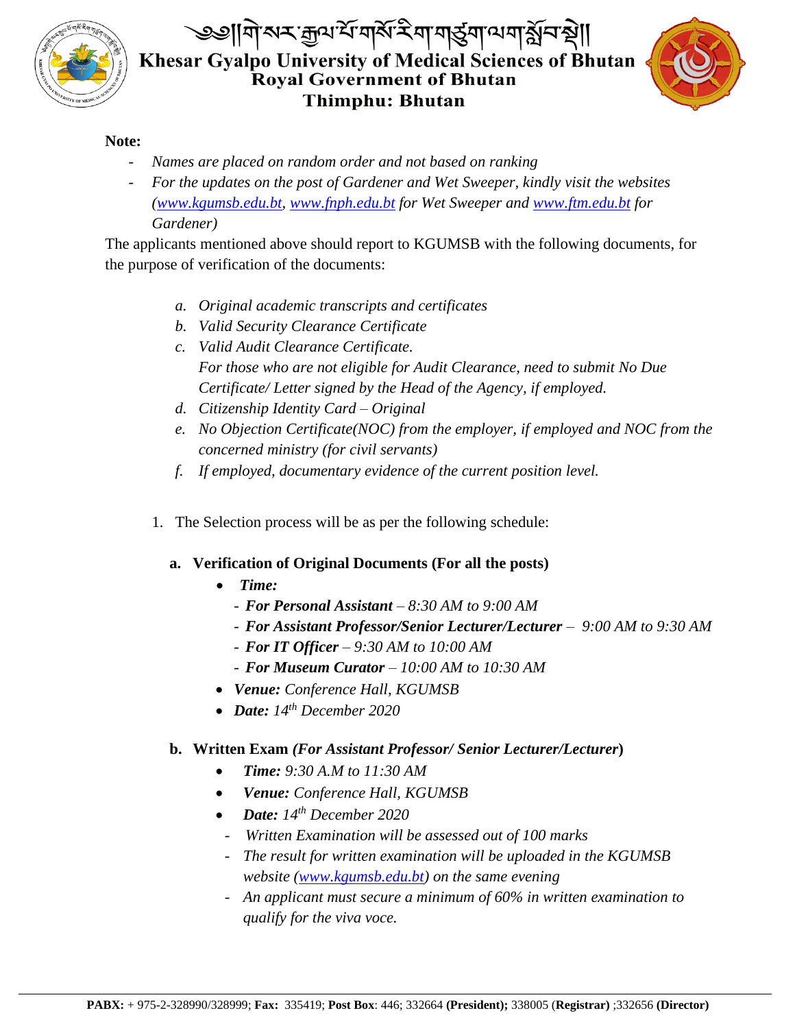**Note:**

- *Names are placed on random order and not based on ranking*
- *For the updates on the post of Gardener and Wet Sweeper, kindly visit the websites (www.kgumsb.edu.bt, www.fnph.edu.bt for Wet Sweeper and www.ftm.edu.bt for Gardener)*

The applicants mentioned above should report to KGUMSB with the following documents, for the purpose of verification of the documents:

a. *Original academic transcripts and certificates*
b. *Valid Security Clearance Certificate*
c. *Valid Audit Clearance Certificate.*
   *For those who are not eligible for Audit Clearance, need to submit No Due Certificate/ Letter signed by the Head of the Agency, if employed.*
d. *Citizenship Identity Card – Original*
e. *No Objection Certificate(NOC) from the employer, if employed and NOC from the concerned ministry (for civil servants)*
f. *If employed, documentary evidence of the current position level.*

1. The Selection process will be as per the following schedule:

   **a. Verification of Original Documents (For all the posts)**

   - ***Time:***
     - ***For Personal Assistant*** *– 8:30 AM to 9:00 AM*
     - ***For Assistant Professor/Senior Lecturer/Lecturer*** *– 9:00 AM to 9:30 AM*
     - ***For IT Officer*** *– 9:30 AM to 10:00 AM*
     - ***For Museum Curator*** *– 10:00 AM to 10:30 AM*
   - ***Venue:*** *Conference Hall, KGUMSB*
   - ***Date:*** *14th December 2020*

   **b. Written Exam *(For Assistant Professor/ Senior Lecturer/Lecturer*)**

   - ***Time:*** *9:30 A.M to 11:30 AM*
   - ***Venue:*** *Conference Hall, KGUMSB*
   - ***Date:*** *14th December 2020*
     - *Written Examination will be assessed out of 100 marks*
     - *The result for written examination will be uploaded in the KGUMSB website (www.kgumsb.edu.bt) on the same evening*
     - *An applicant must secure a minimum of 60% in written examination to qualify for the viva voce.*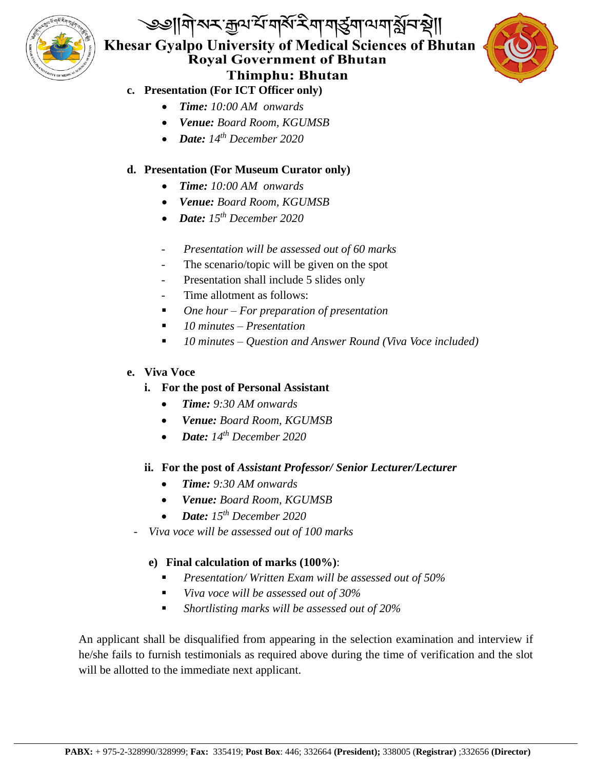**c. Presentation (For ICT Officer only)**

- ***Time:*** *10:00 AM onwards*
- ***Venue:*** *Board Room, KGUMSB*
- ***Date:*** *14th December 2020*

**d. Presentation (For Museum Curator only)**

- ***Time:*** *10:00 AM onwards*
- ***Venue:*** *Board Room, KGUMSB*
- ***Date:*** *15th December 2020*

- *Presentation will be assessed out of 60 marks*
- The scenario/topic will be given on the spot
- Presentation shall include 5 slides only
- Time allotment as follows:
  - *One hour – For preparation of presentation*
  - *10 minutes – Presentation*
  - *10 minutes – Question and Answer Round (Viva Voce included)*

**e. Viva Voce**

**i. For the post of Personal Assistant**

- ***Time:*** *9:30 AM onwards*
- ***Venue:*** *Board Room, KGUMSB*
- ***Date:*** *14th December 2020*

**ii. For the post of *Assistant Professor/ Senior Lecturer/Lecturer***

- ***Time:*** *9:30 AM onwards*
- ***Venue:*** *Board Room, KGUMSB*
- ***Date:*** *15th December 2020*

- *Viva voce will be assessed out of 100 marks*

**e) Final calculation of marks (100%)**:

- *Presentation/ Written Exam will be assessed out of 50%*
- *Viva voce will be assessed out of 30%*
- *Shortlisting marks will be assessed out of 20%*

An applicant shall be disqualified from appearing in the selection examination and interview if he/she fails to furnish testimonials as required above during the time of verification and the slot will be allotted to the immediate next applicant.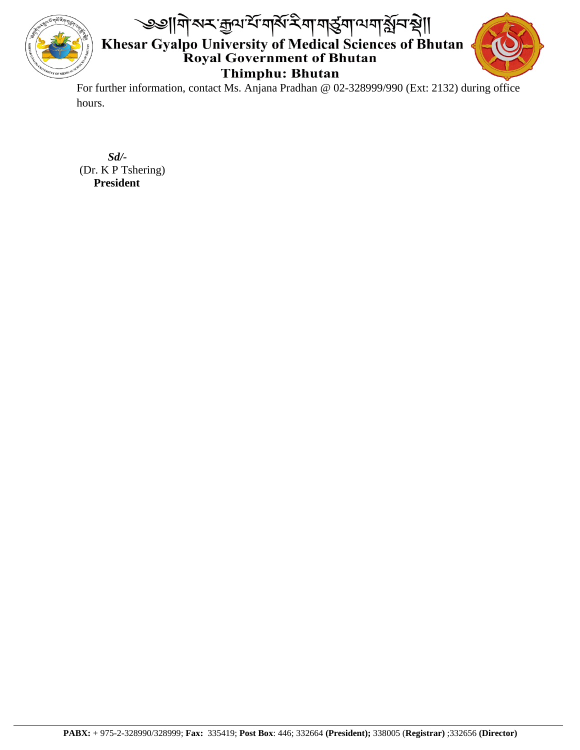For further information, contact Ms. Anjana Pradhan @ 02-328999/990 (Ext: 2132) during office hours.

***Sd/-***
(Dr. K P Tshering)
**President**